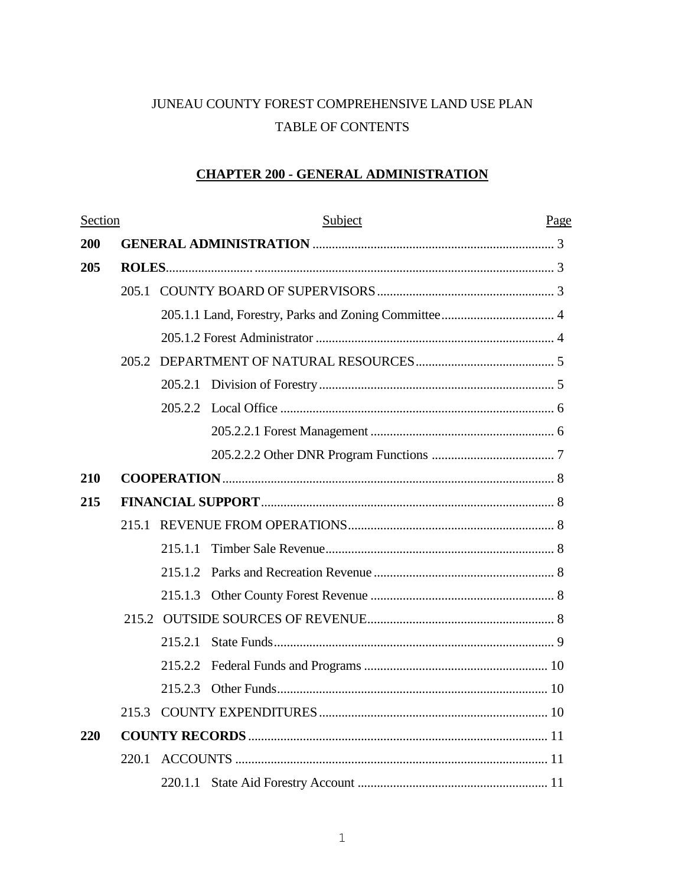JUNEAU COUNTY FOREST COMPREHENSIVE LAND USE PLAN

TABLE OF CONTENTS

## CHAPTER 200 - GENERAL ADMINISTRATION

| Section | Subject | Page |
|---|---|---|
| **200** | **GENERAL ADMINISTRATION** | 3 |
| **205** | **ROLES** | 3 |
| | 205.1 COUNTY BOARD OF SUPERVISORS | 3 |
| | 205.1.1 Land, Forestry, Parks and Zoning Committee | 4 |
| | 205.1.2 Forest Administrator | 4 |
| | 205.2 DEPARTMENT OF NATURAL RESOURCES | 5 |
| | 205.2.1 Division of Forestry | 5 |
| | 205.2.2 Local Office | 6 |
| | 205.2.2.1 Forest Management | 6 |
| | 205.2.2.2 Other DNR Program Functions | 7 |
| **210** | **COOPERATION** | 8 |
| **215** | **FINANCIAL SUPPORT** | 8 |
| | 215.1 REVENUE FROM OPERATIONS | 8 |
| | 215.1.1 Timber Sale Revenue | 8 |
| | 215.1.2 Parks and Recreation Revenue | 8 |
| | 215.1.3 Other County Forest Revenue | 8 |
| | 215.2 OUTSIDE SOURCES OF REVENUE | 8 |
| | 215.2.1 State Funds | 9 |
| | 215.2.2 Federal Funds and Programs | 10 |
| | 215.2.3 Other Funds | 10 |
| | 215.3 COUNTY EXPENDITURES | 10 |
| **220** | **COUNTY RECORDS** | 11 |
| | 220.1 ACCOUNTS | 11 |
| | 220.1.1 State Aid Forestry Account | 11 |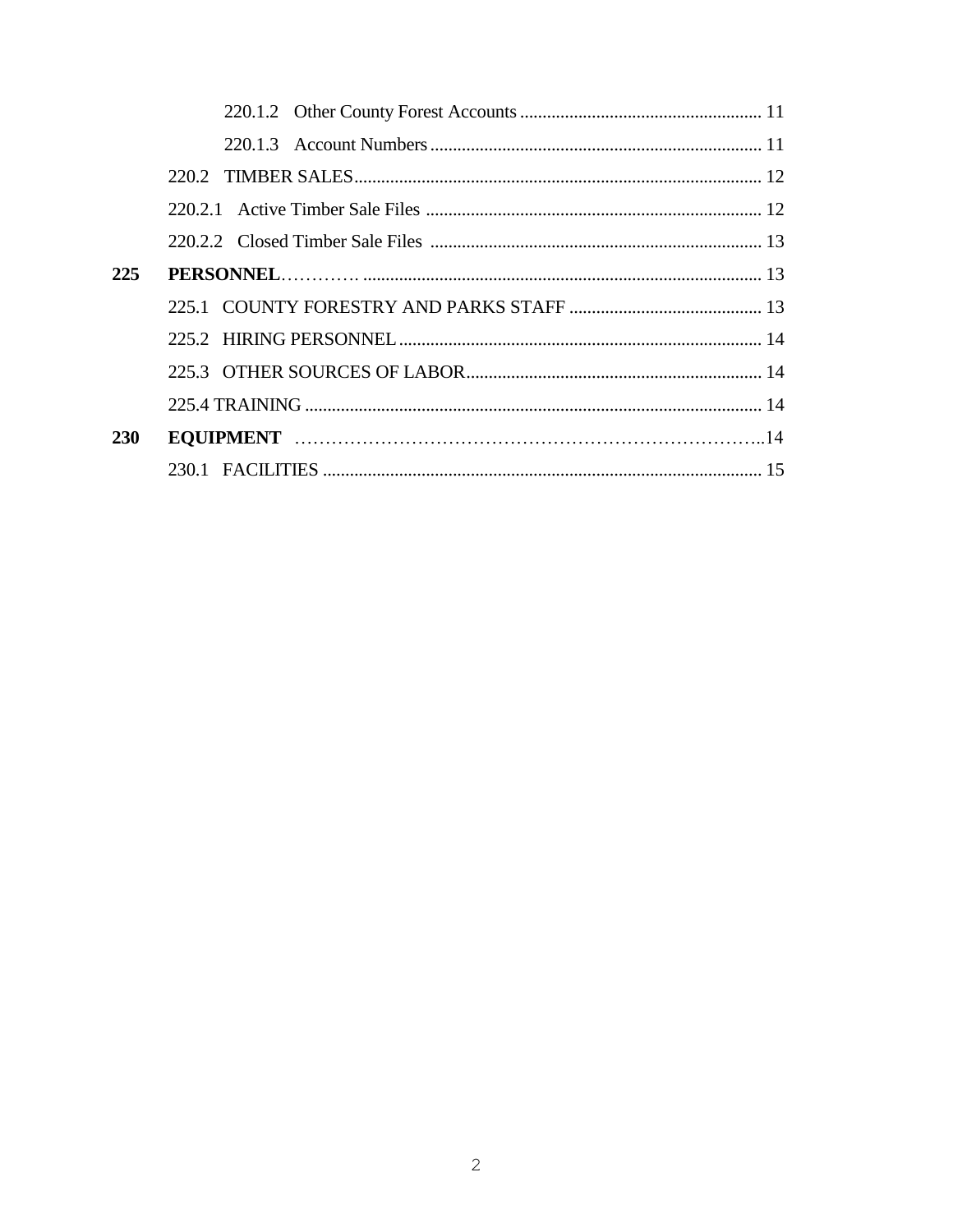220.1.2 Other County Forest Accounts ...................................................... 11

220.1.3 Account Numbers .......................................................................... 11

220.2 TIMBER SALES........................................................................................... 12

220.2.1 Active Timber Sale Files ........................................................................... 12

220.2.2 Closed Timber Sale Files .......................................................................... 13

**225 PERSONNEL**…………. ........................................................................................ 13

225.1 COUNTY FORESTRY AND PARKS STAFF ........................................... 13

225.2 HIRING PERSONNEL ................................................................................. 14

225.3 OTHER SOURCES OF LABOR.................................................................. 14

225.4 TRAINING ...................................................................................................... 14

**230 EQUIPMENT** ………………………………………………………………..14

230.1 FACILITIES .................................................................................................. 15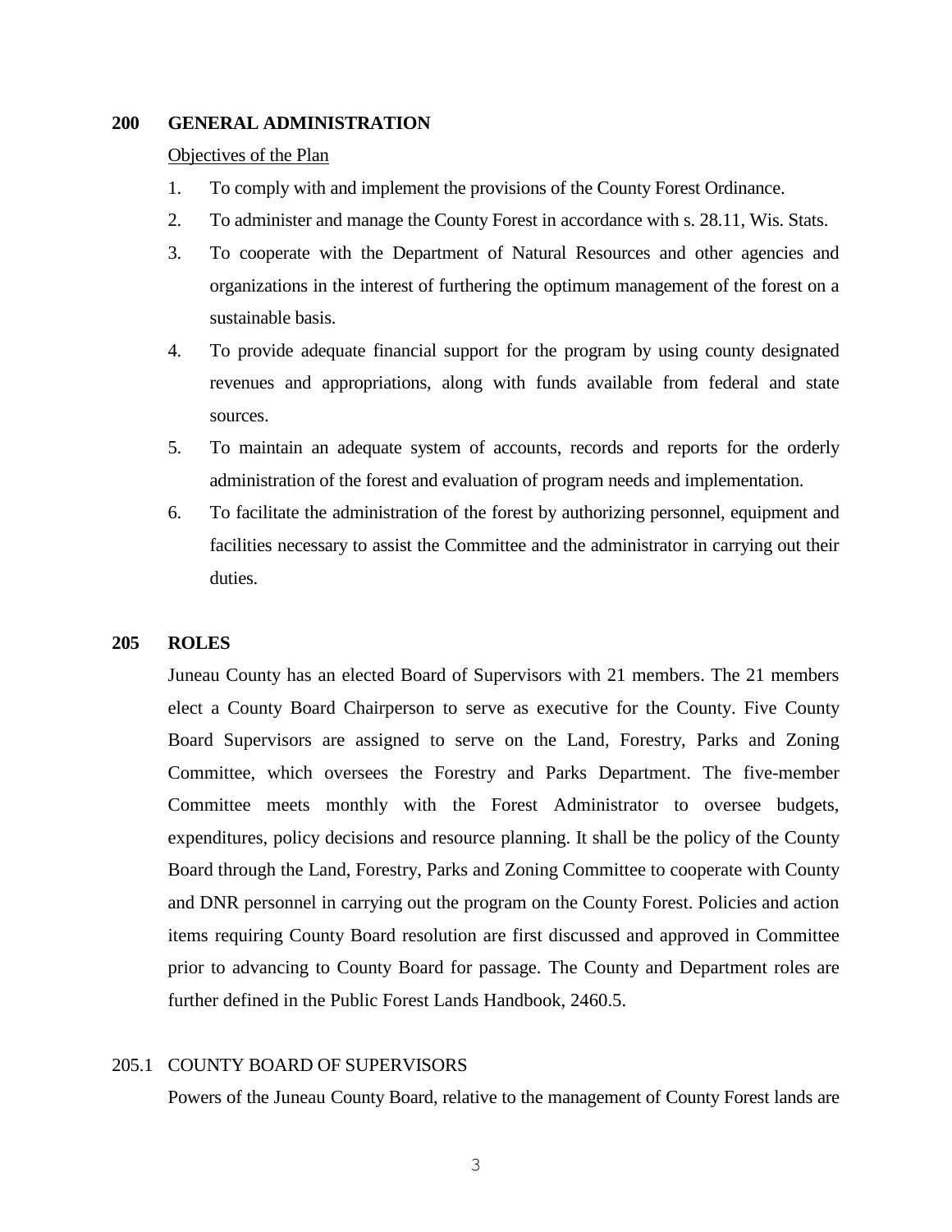## 200 GENERAL ADMINISTRATION

Objectives of the Plan

1. To comply with and implement the provisions of the County Forest Ordinance.
2. To administer and manage the County Forest in accordance with s. 28.11, Wis. Stats.
3. To cooperate with the Department of Natural Resources and other agencies and organizations in the interest of furthering the optimum management of the forest on a sustainable basis.
4. To provide adequate financial support for the program by using county designated revenues and appropriations, along with funds available from federal and state sources.
5. To maintain an adequate system of accounts, records and reports for the orderly administration of the forest and evaluation of program needs and implementation.
6. To facilitate the administration of the forest by authorizing personnel, equipment and facilities necessary to assist the Committee and the administrator in carrying out their duties.

## 205 ROLES

Juneau County has an elected Board of Supervisors with 21 members. The 21 members elect a County Board Chairperson to serve as executive for the County. Five County Board Supervisors are assigned to serve on the Land, Forestry, Parks and Zoning Committee, which oversees the Forestry and Parks Department. The five-member Committee meets monthly with the Forest Administrator to oversee budgets, expenditures, policy decisions and resource planning. It shall be the policy of the County Board through the Land, Forestry, Parks and Zoning Committee to cooperate with County and DNR personnel in carrying out the program on the County Forest. Policies and action items requiring County Board resolution are first discussed and approved in Committee prior to advancing to County Board for passage. The County and Department roles are further defined in the Public Forest Lands Handbook, 2460.5.

### 205.1 COUNTY BOARD OF SUPERVISORS

Powers of the Juneau County Board, relative to the management of County Forest lands are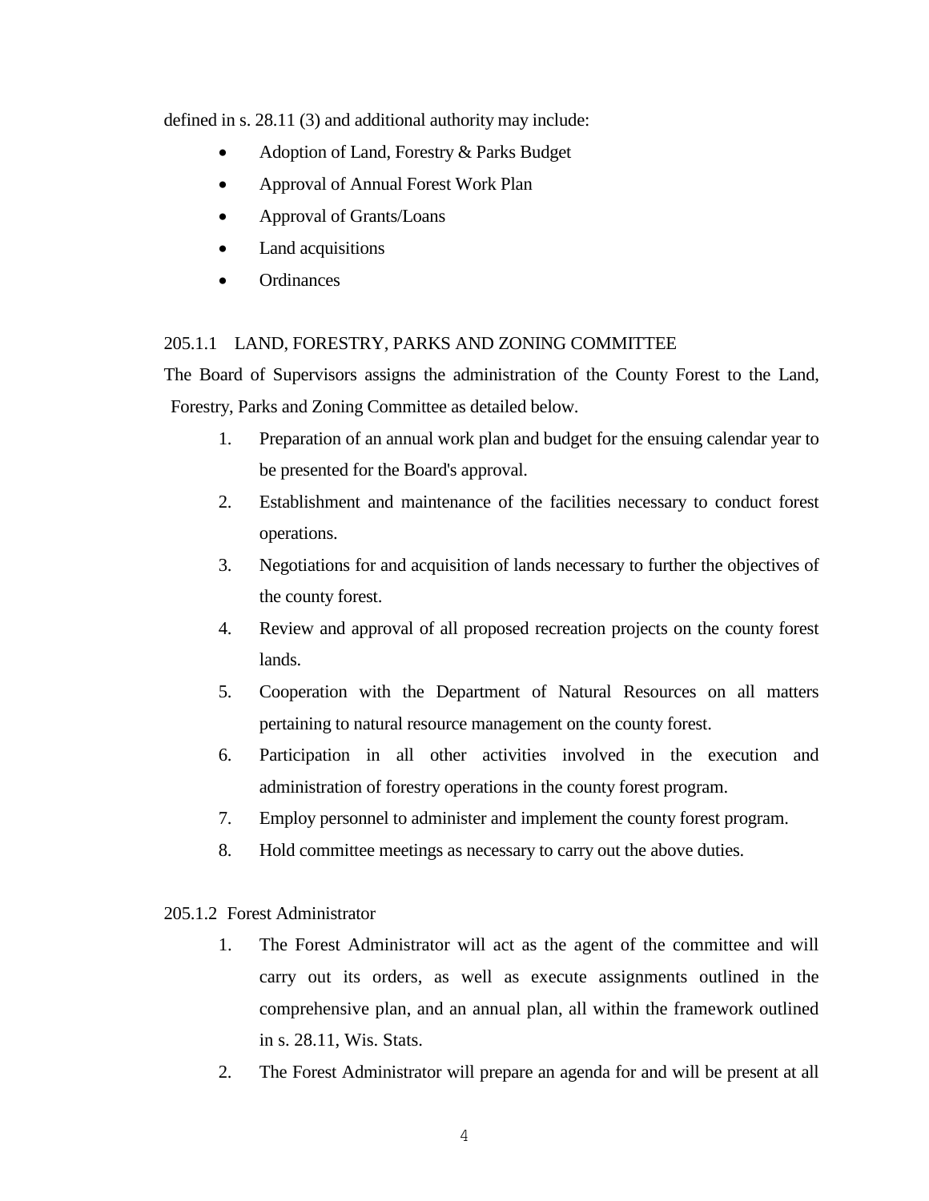defined in s. 28.11 (3) and additional authority may include:

- Adoption of Land, Forestry & Parks Budget
- Approval of Annual Forest Work Plan
- Approval of Grants/Loans
- Land acquisitions
- Ordinances

### 205.1.1 LAND, FORESTRY, PARKS AND ZONING COMMITTEE

The Board of Supervisors assigns the administration of the County Forest to the Land, Forestry, Parks and Zoning Committee as detailed below.

1. Preparation of an annual work plan and budget for the ensuing calendar year to be presented for the Board's approval.
2. Establishment and maintenance of the facilities necessary to conduct forest operations.
3. Negotiations for and acquisition of lands necessary to further the objectives of the county forest.
4. Review and approval of all proposed recreation projects on the county forest lands.
5. Cooperation with the Department of Natural Resources on all matters pertaining to natural resource management on the county forest.
6. Participation in all other activities involved in the execution and administration of forestry operations in the county forest program.
7. Employ personnel to administer and implement the county forest program.
8. Hold committee meetings as necessary to carry out the above duties.

### 205.1.2 Forest Administrator

1. The Forest Administrator will act as the agent of the committee and will carry out its orders, as well as execute assignments outlined in the comprehensive plan, and an annual plan, all within the framework outlined in s. 28.11, Wis. Stats.
2. The Forest Administrator will prepare an agenda for and will be present at all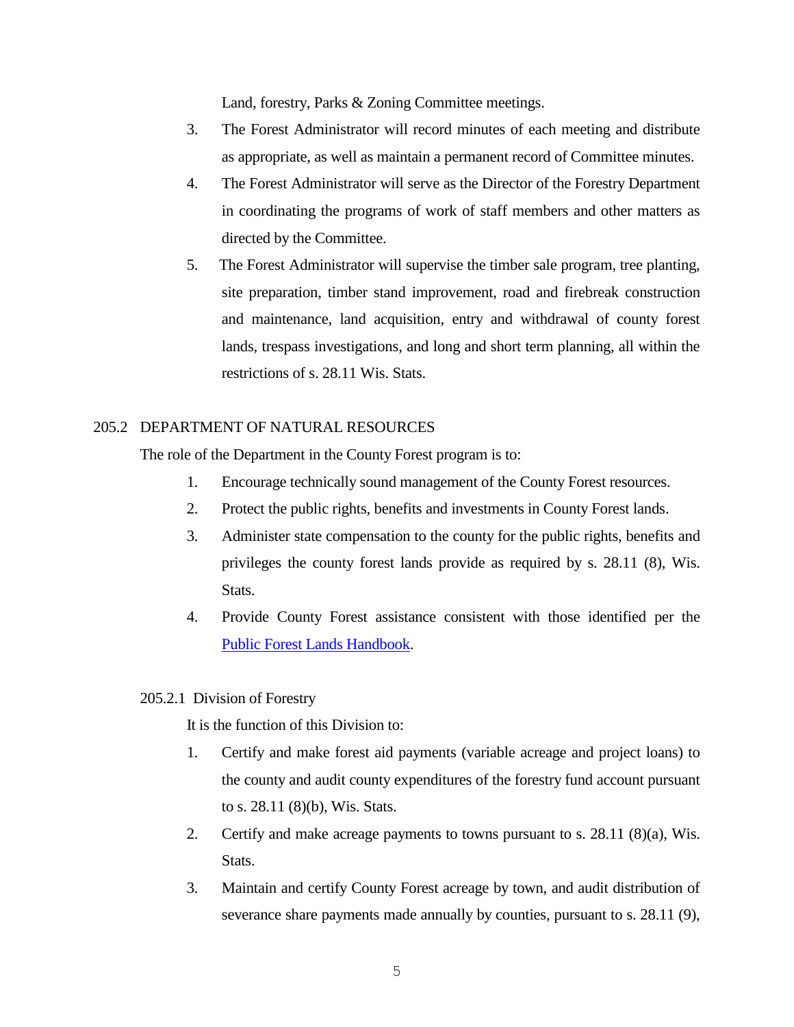Land, forestry, Parks & Zoning Committee meetings.

3. The Forest Administrator will record minutes of each meeting and distribute as appropriate, as well as maintain a permanent record of Committee minutes.
4. The Forest Administrator will serve as the Director of the Forestry Department in coordinating the programs of work of staff members and other matters as directed by the Committee.
5. The Forest Administrator will supervise the timber sale program, tree planting, site preparation, timber stand improvement, road and firebreak construction and maintenance, land acquisition, entry and withdrawal of county forest lands, trespass investigations, and long and short term planning, all within the restrictions of s. 28.11 Wis. Stats.

## 205.2 DEPARTMENT OF NATURAL RESOURCES

The role of the Department in the County Forest program is to:

1. Encourage technically sound management of the County Forest resources.
2. Protect the public rights, benefits and investments in County Forest lands.
3. Administer state compensation to the county for the public rights, benefits and privileges the county forest lands provide as required by s. 28.11 (8), Wis. Stats.
4. Provide County Forest assistance consistent with those identified per the Public Forest Lands Handbook.

### 205.2.1 Division of Forestry

It is the function of this Division to:

1. Certify and make forest aid payments (variable acreage and project loans) to the county and audit county expenditures of the forestry fund account pursuant to s. 28.11 (8)(b), Wis. Stats.
2. Certify and make acreage payments to towns pursuant to s. 28.11 (8)(a), Wis. Stats.
3. Maintain and certify County Forest acreage by town, and audit distribution of severance share payments made annually by counties, pursuant to s. 28.11 (9),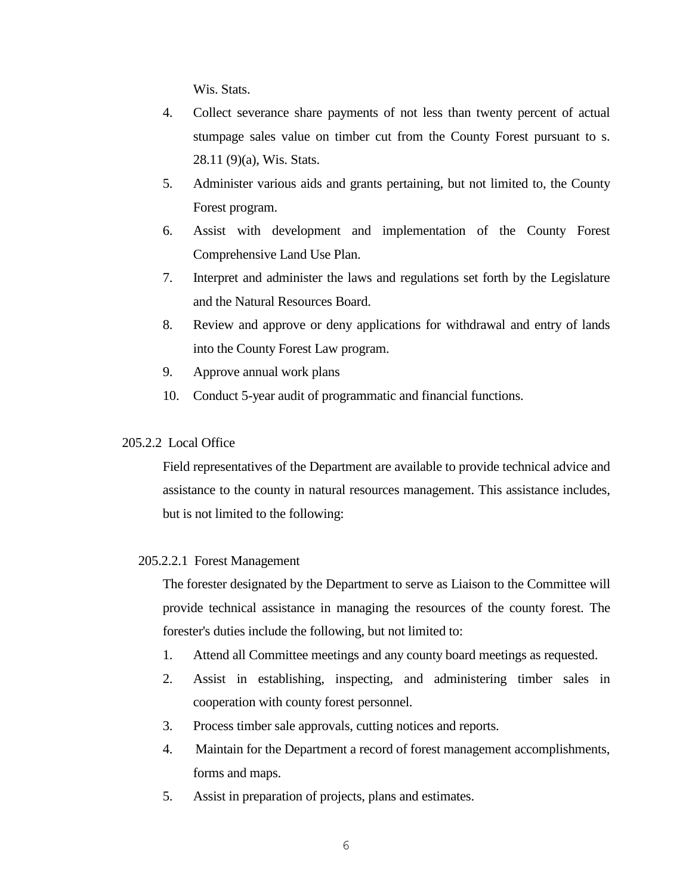Wis. Stats.

4. Collect severance share payments of not less than twenty percent of actual stumpage sales value on timber cut from the County Forest pursuant to s. 28.11 (9)(a), Wis. Stats.
5. Administer various aids and grants pertaining, but not limited to, the County Forest program.
6. Assist with development and implementation of the County Forest Comprehensive Land Use Plan.
7. Interpret and administer the laws and regulations set forth by the Legislature and the Natural Resources Board.
8. Review and approve or deny applications for withdrawal and entry of lands into the County Forest Law program.
9. Approve annual work plans
10. Conduct 5-year audit of programmatic and financial functions.

### 205.2.2 Local Office

Field representatives of the Department are available to provide technical advice and assistance to the county in natural resources management. This assistance includes, but is not limited to the following:

#### 205.2.2.1 Forest Management

The forester designated by the Department to serve as Liaison to the Committee will provide technical assistance in managing the resources of the county forest. The forester's duties include the following, but not limited to:

1. Attend all Committee meetings and any county board meetings as requested.
2. Assist in establishing, inspecting, and administering timber sales in cooperation with county forest personnel.
3. Process timber sale approvals, cutting notices and reports.
4. Maintain for the Department a record of forest management accomplishments, forms and maps.
5. Assist in preparation of projects, plans and estimates.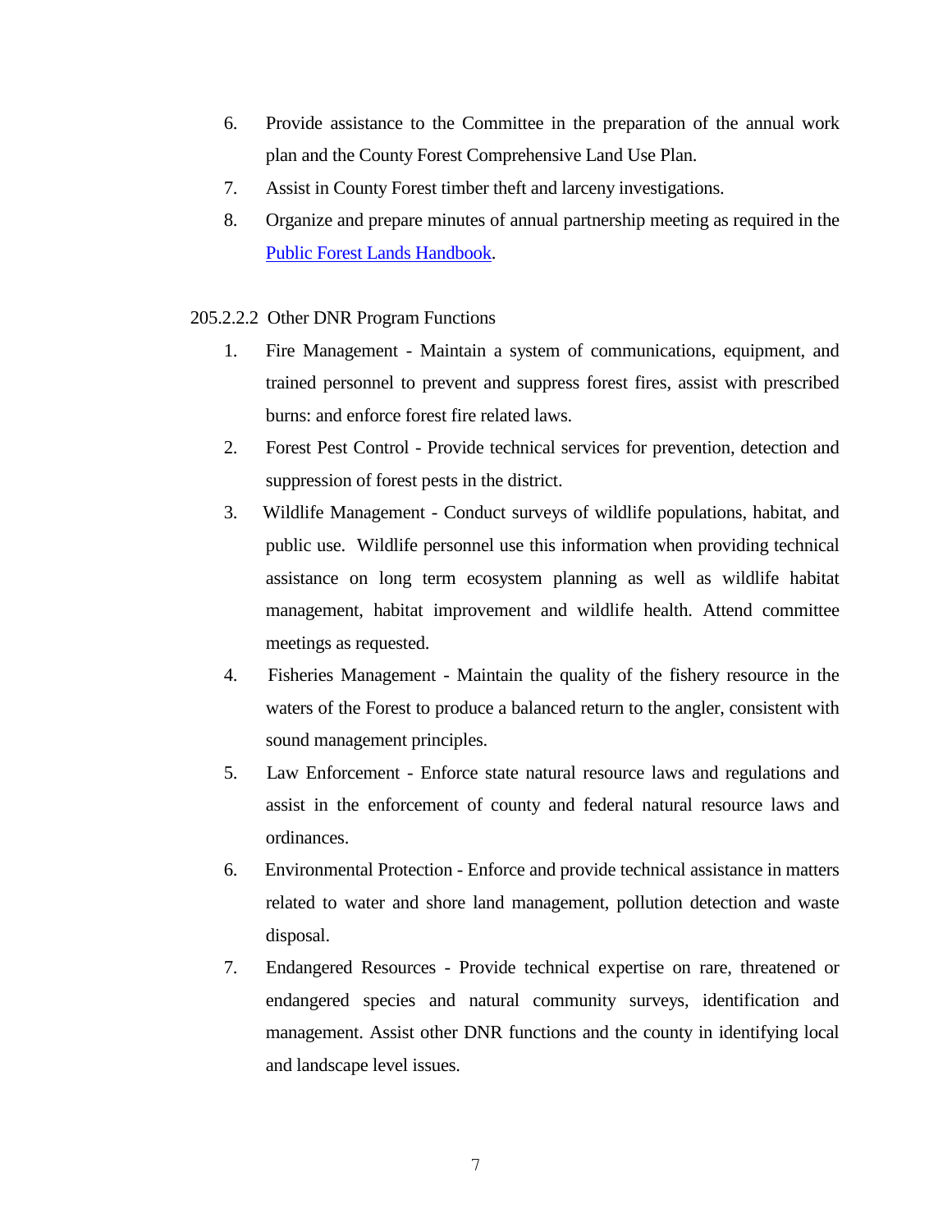6. Provide assistance to the Committee in the preparation of the annual work plan and the County Forest Comprehensive Land Use Plan.
7. Assist in County Forest timber theft and larceny investigations.
8. Organize and prepare minutes of annual partnership meeting as required in the Public Forest Lands Handbook.

205.2.2.2 Other DNR Program Functions

1. Fire Management - Maintain a system of communications, equipment, and trained personnel to prevent and suppress forest fires, assist with prescribed burns: and enforce forest fire related laws.
2. Forest Pest Control - Provide technical services for prevention, detection and suppression of forest pests in the district.
3. Wildlife Management - Conduct surveys of wildlife populations, habitat, and public use. Wildlife personnel use this information when providing technical assistance on long term ecosystem planning as well as wildlife habitat management, habitat improvement and wildlife health. Attend committee meetings as requested.
4. Fisheries Management - Maintain the quality of the fishery resource in the waters of the Forest to produce a balanced return to the angler, consistent with sound management principles.
5. Law Enforcement - Enforce state natural resource laws and regulations and assist in the enforcement of county and federal natural resource laws and ordinances.
6. Environmental Protection - Enforce and provide technical assistance in matters related to water and shore land management, pollution detection and waste disposal.
7. Endangered Resources - Provide technical expertise on rare, threatened or endangered species and natural community surveys, identification and management. Assist other DNR functions and the county in identifying local and landscape level issues.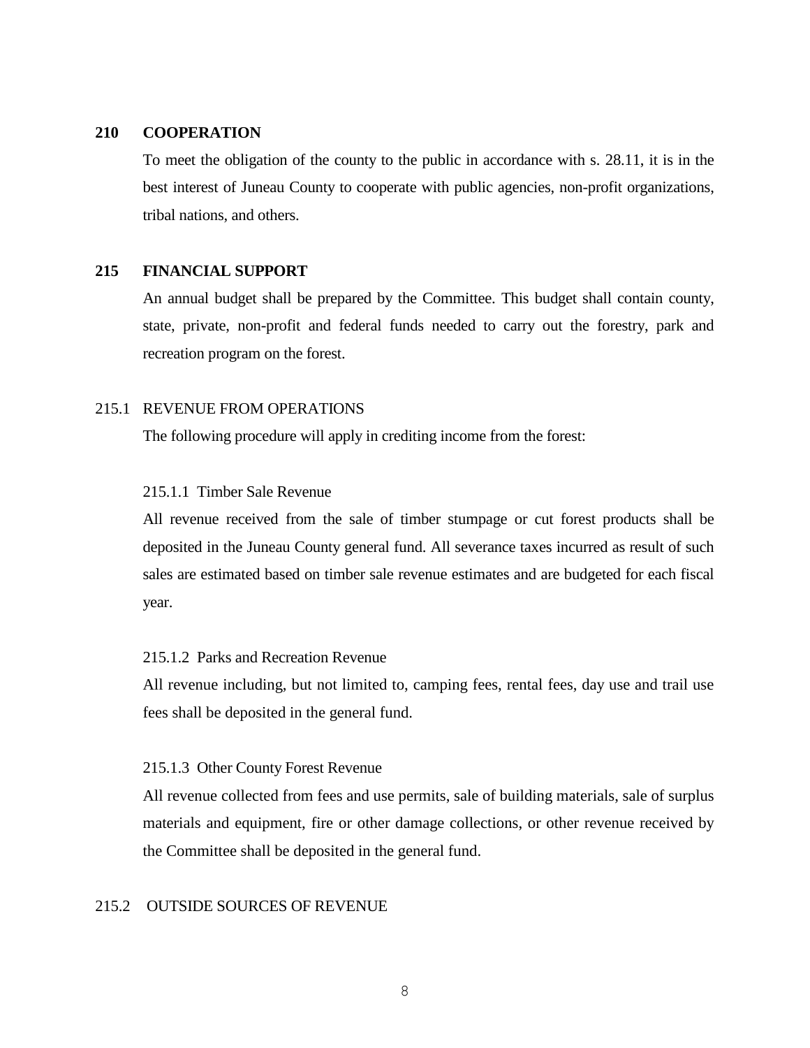## 210 COOPERATION

To meet the obligation of the county to the public in accordance with s. 28.11, it is in the best interest of Juneau County to cooperate with public agencies, non-profit organizations, tribal nations, and others.

## 215 FINANCIAL SUPPORT

An annual budget shall be prepared by the Committee. This budget shall contain county, state, private, non-profit and federal funds needed to carry out the forestry, park and recreation program on the forest.

### 215.1 REVENUE FROM OPERATIONS

The following procedure will apply in crediting income from the forest:

#### 215.1.1 Timber Sale Revenue

All revenue received from the sale of timber stumpage or cut forest products shall be deposited in the Juneau County general fund. All severance taxes incurred as result of such sales are estimated based on timber sale revenue estimates and are budgeted for each fiscal year.

#### 215.1.2 Parks and Recreation Revenue

All revenue including, but not limited to, camping fees, rental fees, day use and trail use fees shall be deposited in the general fund.

#### 215.1.3 Other County Forest Revenue

All revenue collected from fees and use permits, sale of building materials, sale of surplus materials and equipment, fire or other damage collections, or other revenue received by the Committee shall be deposited in the general fund.

### 215.2 OUTSIDE SOURCES OF REVENUE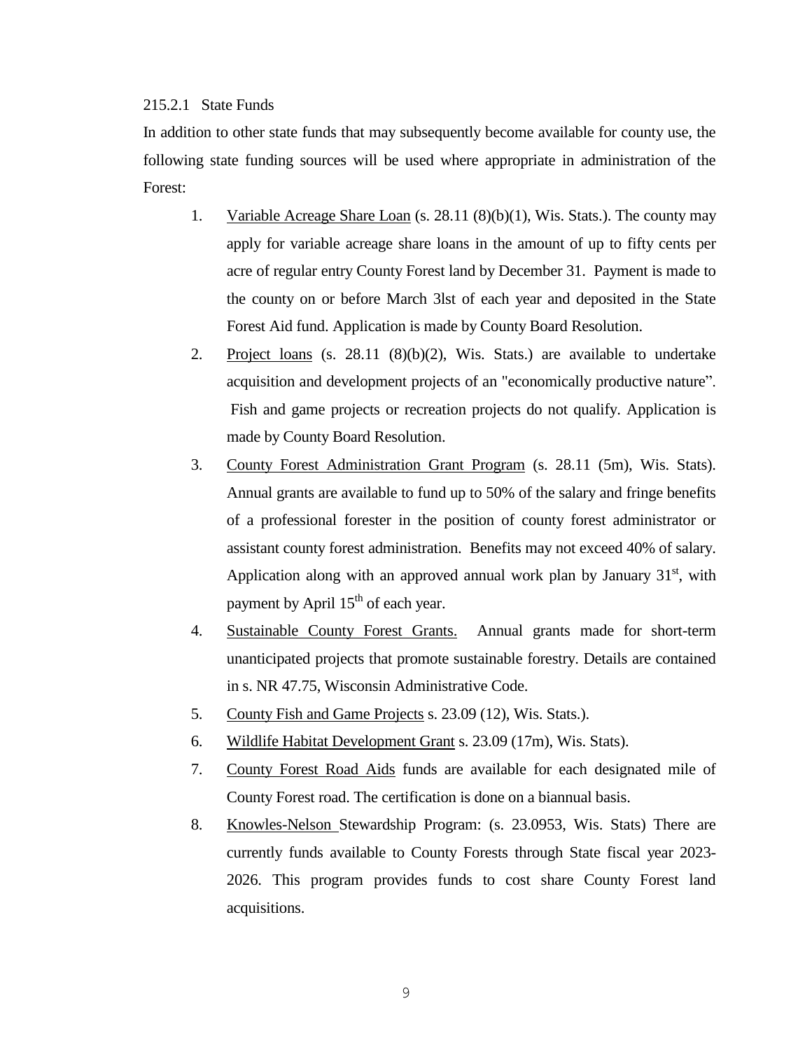215.2.1 State Funds

In addition to other state funds that may subsequently become available for county use, the following state funding sources will be used where appropriate in administration of the Forest:

1. Variable Acreage Share Loan (s. 28.11 (8)(b)(1), Wis. Stats.). The county may apply for variable acreage share loans in the amount of up to fifty cents per acre of regular entry County Forest land by December 31. Payment is made to the county on or before March 3lst of each year and deposited in the State Forest Aid fund. Application is made by County Board Resolution.
2. Project loans (s. 28.11 (8)(b)(2), Wis. Stats.) are available to undertake acquisition and development projects of an "economically productive nature". Fish and game projects or recreation projects do not qualify. Application is made by County Board Resolution.
3. County Forest Administration Grant Program (s. 28.11 (5m), Wis. Stats). Annual grants are available to fund up to 50% of the salary and fringe benefits of a professional forester in the position of county forest administrator or assistant county forest administration. Benefits may not exceed 40% of salary. Application along with an approved annual work plan by January 31st, with payment by April 15th of each year.
4. Sustainable County Forest Grants. Annual grants made for short-term unanticipated projects that promote sustainable forestry. Details are contained in s. NR 47.75, Wisconsin Administrative Code.
5. County Fish and Game Projects s. 23.09 (12), Wis. Stats.).
6. Wildlife Habitat Development Grant s. 23.09 (17m), Wis. Stats).
7. County Forest Road Aids funds are available for each designated mile of County Forest road. The certification is done on a biannual basis.
8. Knowles-Nelson Stewardship Program: (s. 23.0953, Wis. Stats) There are currently funds available to County Forests through State fiscal year 2023-2026. This program provides funds to cost share County Forest land acquisitions.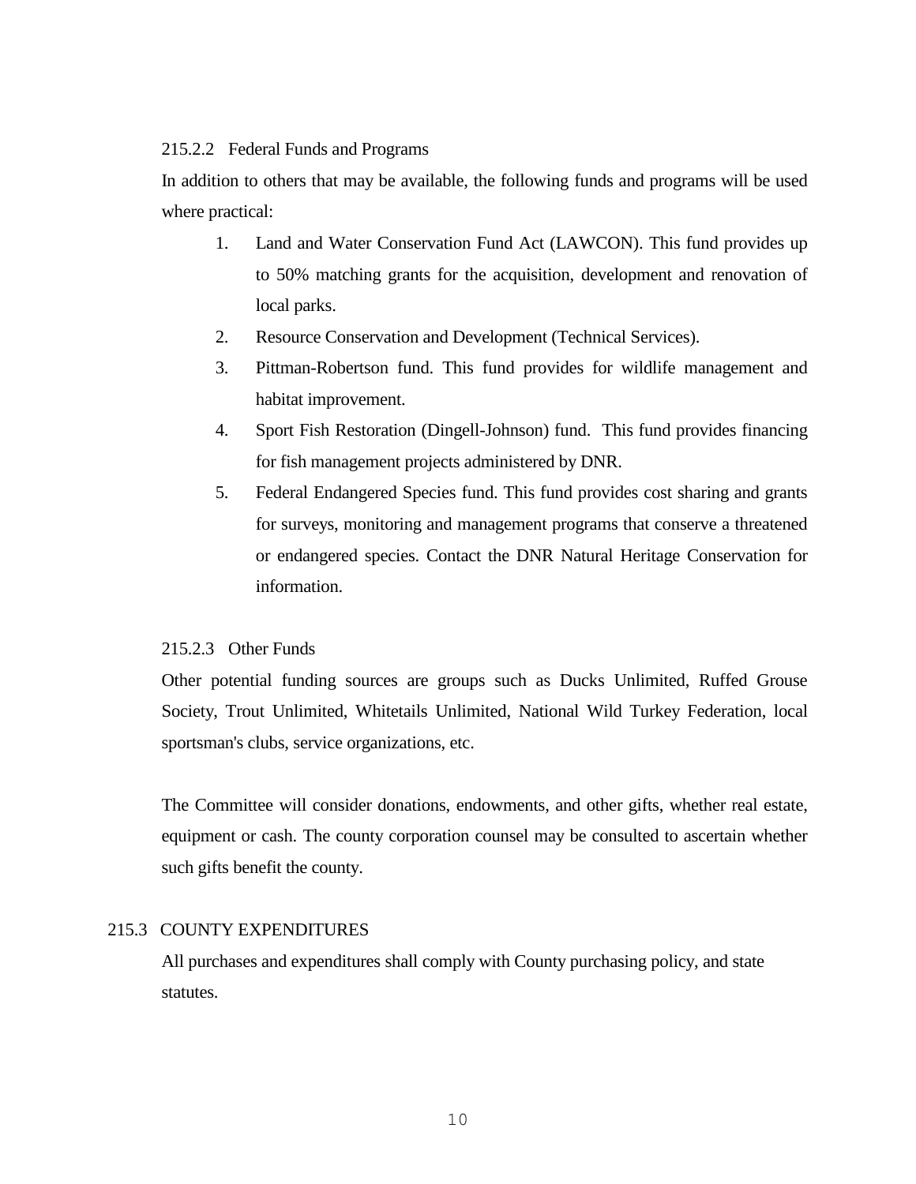#### 215.2.2 Federal Funds and Programs

In addition to others that may be available, the following funds and programs will be used where practical:

1. Land and Water Conservation Fund Act (LAWCON). This fund provides up to 50% matching grants for the acquisition, development and renovation of local parks.
2. Resource Conservation and Development (Technical Services).
3. Pittman-Robertson fund. This fund provides for wildlife management and habitat improvement.
4. Sport Fish Restoration (Dingell-Johnson) fund. This fund provides financing for fish management projects administered by DNR.
5. Federal Endangered Species fund. This fund provides cost sharing and grants for surveys, monitoring and management programs that conserve a threatened or endangered species. Contact the DNR Natural Heritage Conservation for information.

#### 215.2.3 Other Funds

Other potential funding sources are groups such as Ducks Unlimited, Ruffed Grouse Society, Trout Unlimited, Whitetails Unlimited, National Wild Turkey Federation, local sportsman's clubs, service organizations, etc.

The Committee will consider donations, endowments, and other gifts, whether real estate, equipment or cash. The county corporation counsel may be consulted to ascertain whether such gifts benefit the county.

### 215.3 COUNTY EXPENDITURES

All purchases and expenditures shall comply with County purchasing policy, and state statutes.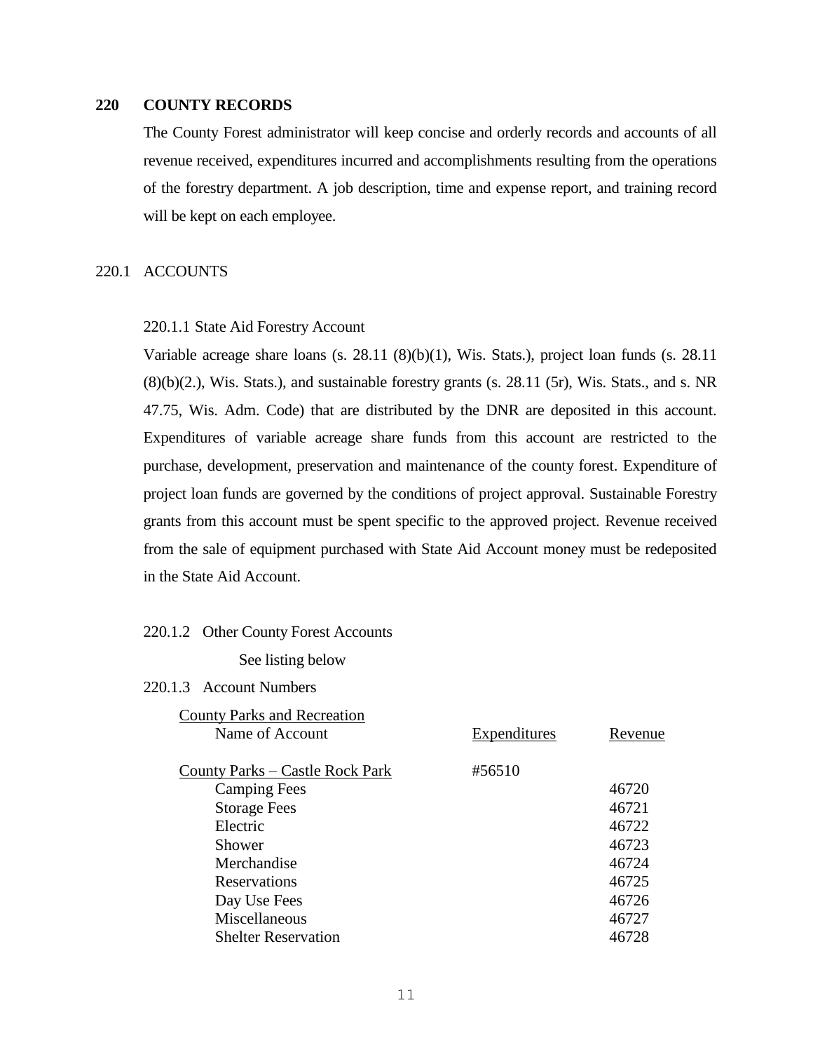## 220 COUNTY RECORDS

The County Forest administrator will keep concise and orderly records and accounts of all revenue received, expenditures incurred and accomplishments resulting from the operations of the forestry department. A job description, time and expense report, and training record will be kept on each employee.

### 220.1 ACCOUNTS

#### 220.1.1 State Aid Forestry Account

Variable acreage share loans (s. 28.11 (8)(b)(1), Wis. Stats.), project loan funds (s. 28.11 (8)(b)(2.), Wis. Stats.), and sustainable forestry grants (s. 28.11 (5r), Wis. Stats., and s. NR 47.75, Wis. Adm. Code) that are distributed by the DNR are deposited in this account. Expenditures of variable acreage share funds from this account are restricted to the purchase, development, preservation and maintenance of the county forest. Expenditure of project loan funds are governed by the conditions of project approval. Sustainable Forestry grants from this account must be spent specific to the approved project. Revenue received from the sale of equipment purchased with State Aid Account money must be redeposited in the State Aid Account.

#### 220.1.2 Other County Forest Accounts

See listing below

#### 220.1.3 Account Numbers

| County Parks and Recreation<br>Name of Account | Expenditures | Revenue |
|---|---|---|
| County Parks – Castle Rock Park | #56510 | |
| Camping Fees | | 46720 |
| Storage Fees | | 46721 |
| Electric | | 46722 |
| Shower | | 46723 |
| Merchandise | | 46724 |
| Reservations | | 46725 |
| Day Use Fees | | 46726 |
| Miscellaneous | | 46727 |
| Shelter Reservation | | 46728 |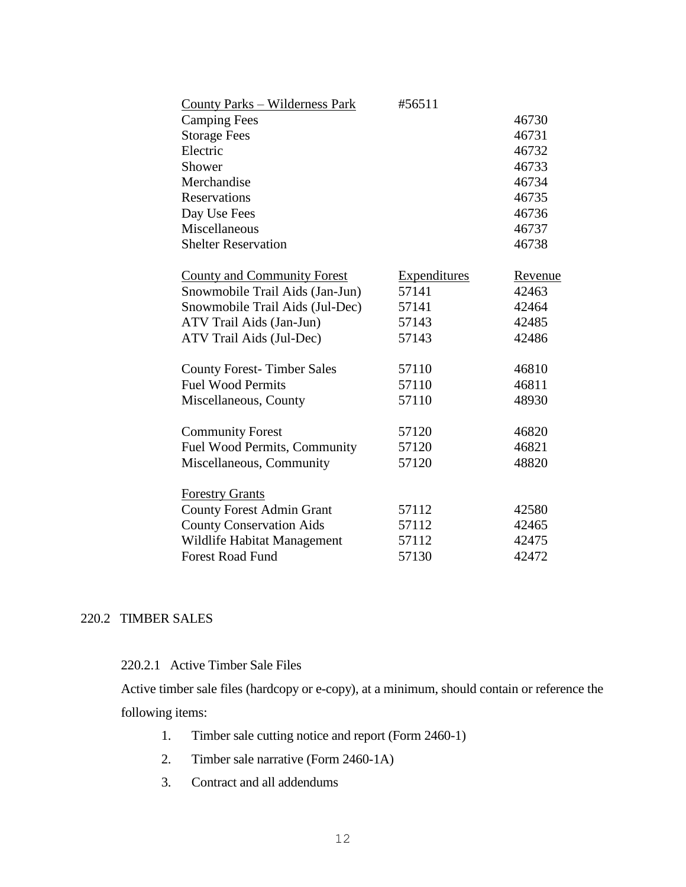| County Parks – Wilderness Park | #56511 | |
|---|---|---|
| Camping Fees | | 46730 |
| Storage Fees | | 46731 |
| Electric | | 46732 |
| Shower | | 46733 |
| Merchandise | | 46734 |
| Reservations | | 46735 |
| Day Use Fees | | 46736 |
| Miscellaneous | | 46737 |
| Shelter Reservation | | 46738 |

| County and Community Forest | Expenditures | Revenue |
|---|---|---|
| Snowmobile Trail Aids (Jan-Jun) | 57141 | 42463 |
| Snowmobile Trail Aids (Jul-Dec) | 57141 | 42464 |
| ATV Trail Aids (Jan-Jun) | 57143 | 42485 |
| ATV Trail Aids (Jul-Dec) | 57143 | 42486 |
| | | |
| County Forest- Timber Sales | 57110 | 46810 |
| Fuel Wood Permits | 57110 | 46811 |
| Miscellaneous, County | 57110 | 48930 |
| | | |
| Community Forest | 57120 | 46820 |
| Fuel Wood Permits, Community | 57120 | 46821 |
| Miscellaneous, Community | 57120 | 48820 |
| | | |
| Forestry Grants | | |
| County Forest Admin Grant | 57112 | 42580 |
| County Conservation Aids | 57112 | 42465 |
| Wildlife Habitat Management | 57112 | 42475 |
| Forest Road Fund | 57130 | 42472 |

## 220.2 TIMBER SALES

### 220.2.1 Active Timber Sale Files

Active timber sale files (hardcopy or e-copy), at a minimum, should contain or reference the following items:

1. Timber sale cutting notice and report (Form 2460-1)
2. Timber sale narrative (Form 2460-1A)
3. Contract and all addendums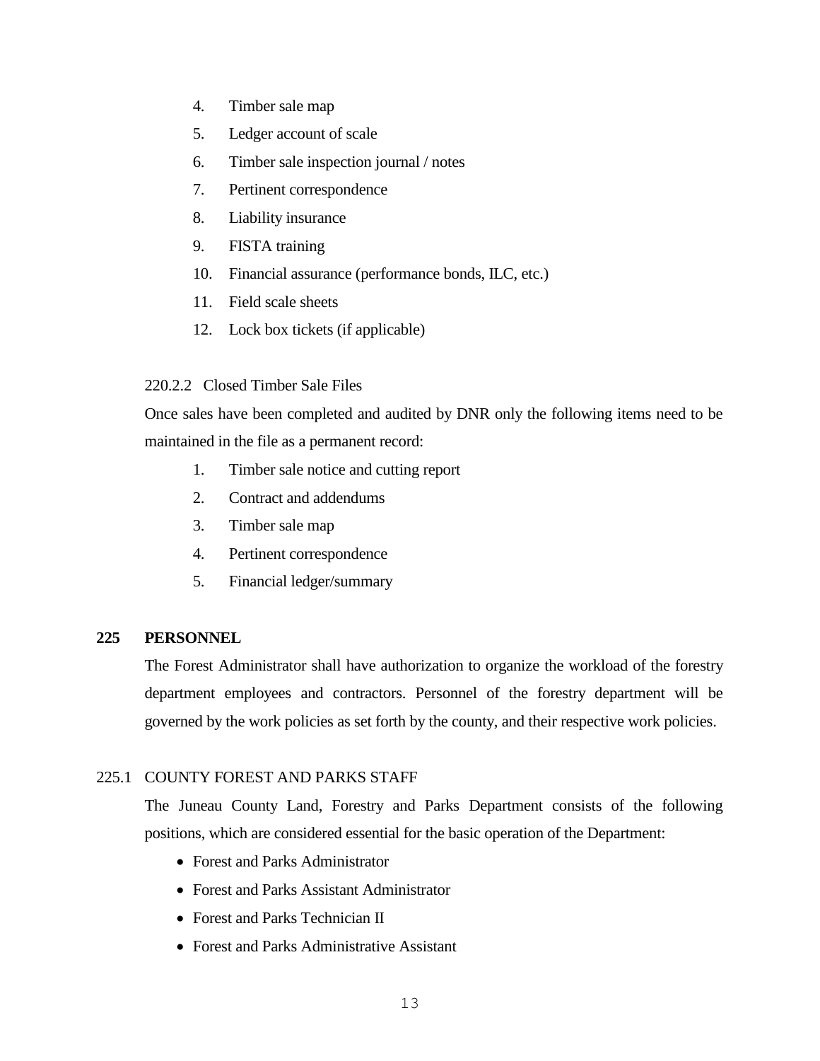4. Timber sale map
5. Ledger account of scale
6. Timber sale inspection journal / notes
7. Pertinent correspondence
8. Liability insurance
9. FISTA training
10. Financial assurance (performance bonds, ILC, etc.)
11. Field scale sheets
12. Lock box tickets (if applicable)

220.2.2 Closed Timber Sale Files

Once sales have been completed and audited by DNR only the following items need to be maintained in the file as a permanent record:

1. Timber sale notice and cutting report
2. Contract and addendums
3. Timber sale map
4. Pertinent correspondence
5. Financial ledger/summary

## 225 PERSONNEL

The Forest Administrator shall have authorization to organize the workload of the forestry department employees and contractors. Personnel of the forestry department will be governed by the work policies as set forth by the county, and their respective work policies.

### 225.1 COUNTY FOREST AND PARKS STAFF

The Juneau County Land, Forestry and Parks Department consists of the following positions, which are considered essential for the basic operation of the Department:

- Forest and Parks Administrator
- Forest and Parks Assistant Administrator
- Forest and Parks Technician II
- Forest and Parks Administrative Assistant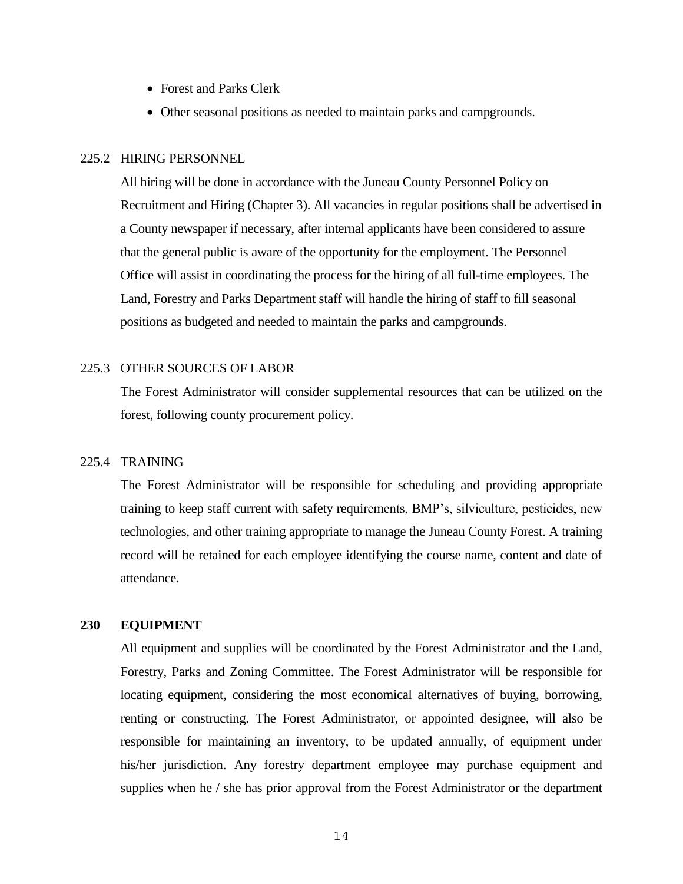- Forest and Parks Clerk
- Other seasonal positions as needed to maintain parks and campgrounds.

### 225.2 HIRING PERSONNEL

All hiring will be done in accordance with the Juneau County Personnel Policy on Recruitment and Hiring (Chapter 3). All vacancies in regular positions shall be advertised in a County newspaper if necessary, after internal applicants have been considered to assure that the general public is aware of the opportunity for the employment. The Personnel Office will assist in coordinating the process for the hiring of all full-time employees. The Land, Forestry and Parks Department staff will handle the hiring of staff to fill seasonal positions as budgeted and needed to maintain the parks and campgrounds.

### 225.3 OTHER SOURCES OF LABOR

The Forest Administrator will consider supplemental resources that can be utilized on the forest, following county procurement policy.

### 225.4 TRAINING

The Forest Administrator will be responsible for scheduling and providing appropriate training to keep staff current with safety requirements, BMP's, silviculture, pesticides, new technologies, and other training appropriate to manage the Juneau County Forest. A training record will be retained for each employee identifying the course name, content and date of attendance.

## 230 EQUIPMENT

All equipment and supplies will be coordinated by the Forest Administrator and the Land, Forestry, Parks and Zoning Committee. The Forest Administrator will be responsible for locating equipment, considering the most economical alternatives of buying, borrowing, renting or constructing. The Forest Administrator, or appointed designee, will also be responsible for maintaining an inventory, to be updated annually, of equipment under his/her jurisdiction. Any forestry department employee may purchase equipment and supplies when he / she has prior approval from the Forest Administrator or the department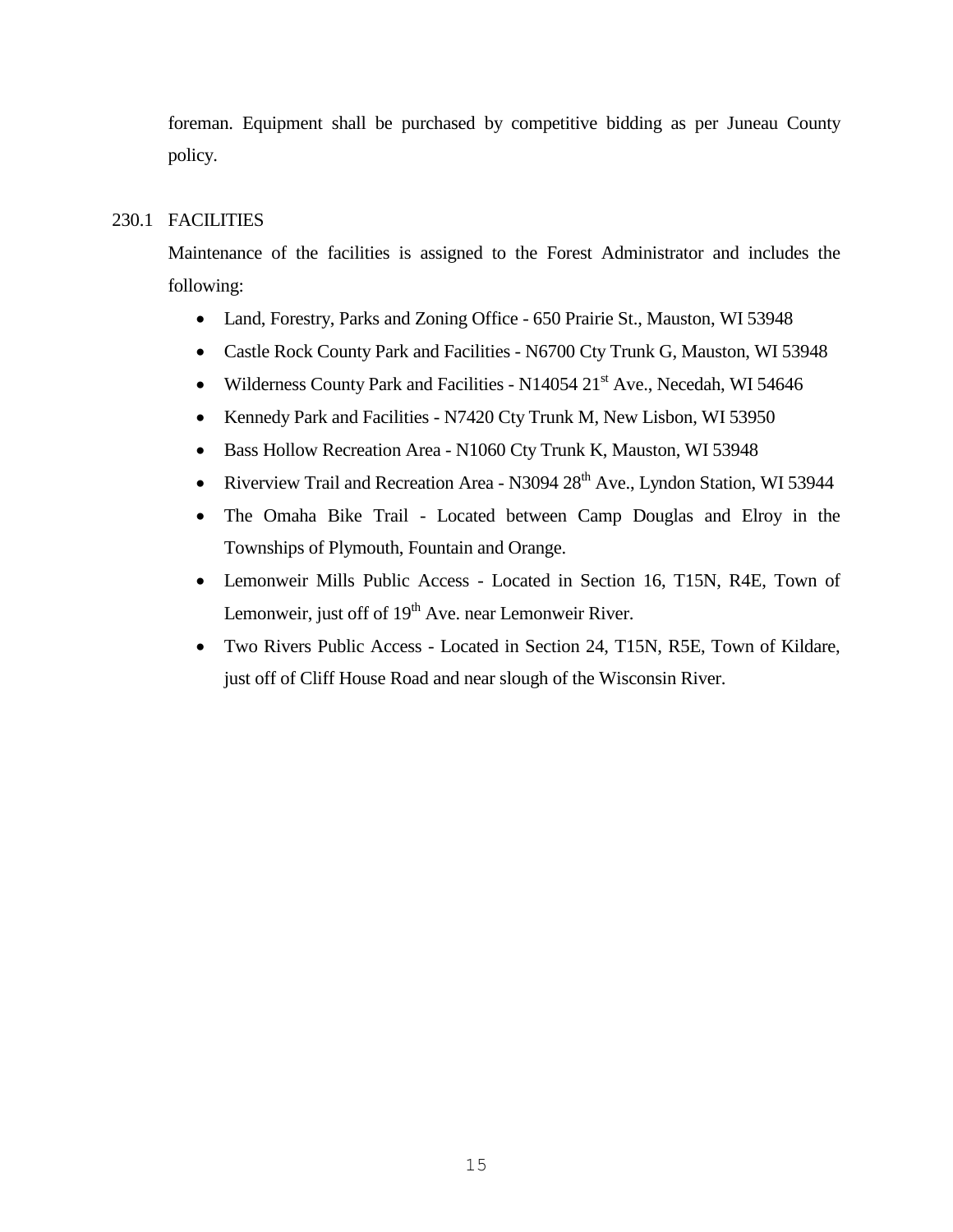foreman. Equipment shall be purchased by competitive bidding as per Juneau County policy.

230.1 FACILITIES

Maintenance of the facilities is assigned to the Forest Administrator and includes the following:

- Land, Forestry, Parks and Zoning Office - 650 Prairie St., Mauston, WI 53948
- Castle Rock County Park and Facilities - N6700 Cty Trunk G, Mauston, WI 53948
- Wilderness County Park and Facilities - N14054 21st Ave., Necedah, WI 54646
- Kennedy Park and Facilities - N7420 Cty Trunk M, New Lisbon, WI 53950
- Bass Hollow Recreation Area - N1060 Cty Trunk K, Mauston, WI 53948
- Riverview Trail and Recreation Area - N3094 28th Ave., Lyndon Station, WI 53944
- The Omaha Bike Trail - Located between Camp Douglas and Elroy in the Townships of Plymouth, Fountain and Orange.
- Lemonweir Mills Public Access - Located in Section 16, T15N, R4E, Town of Lemonweir, just off of 19th Ave. near Lemonweir River.
- Two Rivers Public Access - Located in Section 24, T15N, R5E, Town of Kildare, just off of Cliff House Road and near slough of the Wisconsin River.